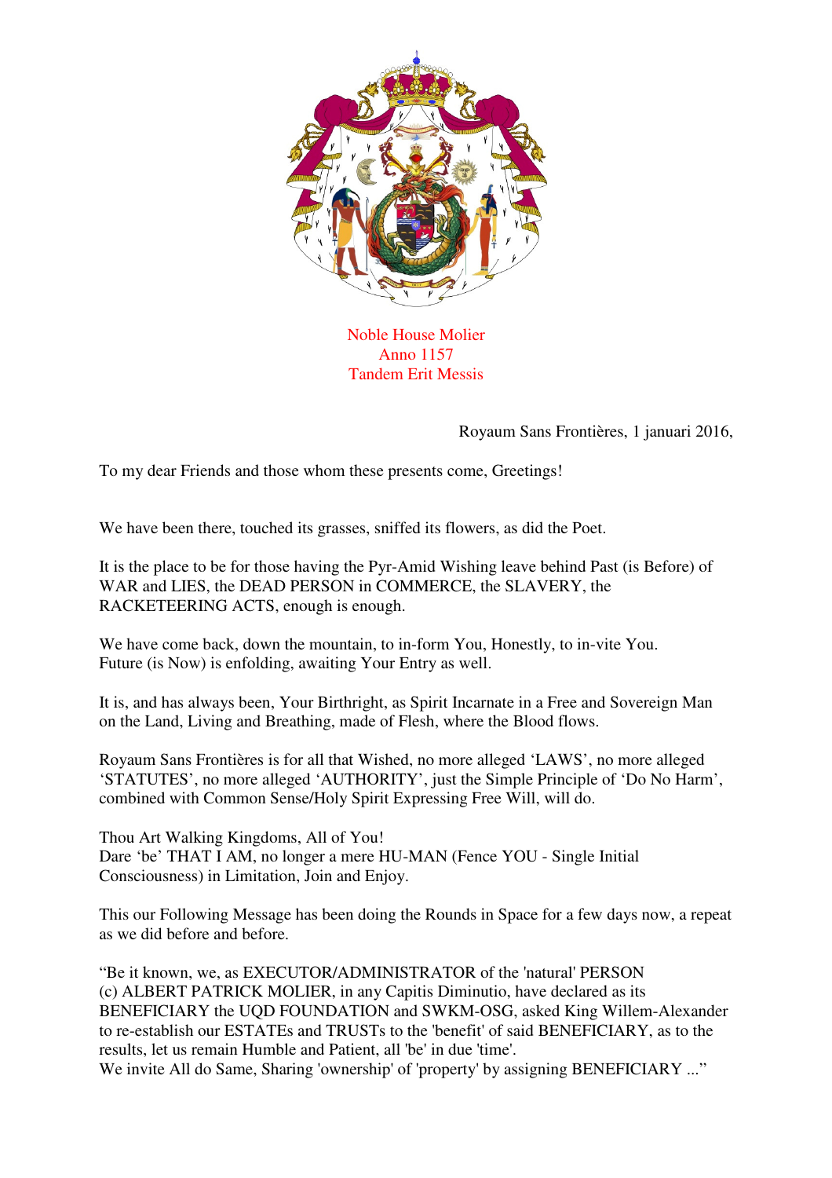Noble House Molier
Anno 1157
Tandem Erit Messis

Royaum Sans Frontières, 1 januari 2016,

To my dear Friends and those whom these presents come, Greetings!

We have been there, touched its grasses, sniffed its flowers, as did the Poet.

It is the place to be for those having the Pyr-Amid Wishing leave behind Past (is Before) of WAR and LIES, the DEAD PERSON in COMMERCE, the SLAVERY, the RACKETEERING ACTS, enough is enough.

We have come back, down the mountain, to in-form You, Honestly, to in-vite You. Future (is Now) is enfolding, awaiting Your Entry as well.

It is, and has always been, Your Birthright, as Spirit Incarnate in a Free and Sovereign Man on the Land, Living and Breathing, made of Flesh, where the Blood flows.

Royaum Sans Frontières is for all that Wished, no more alleged 'LAWS', no more alleged 'STATUTES', no more alleged 'AUTHORITY', just the Simple Principle of 'Do No Harm', combined with Common Sense/Holy Spirit Expressing Free Will, will do.

Thou Art Walking Kingdoms, All of You!
Dare 'be' THAT I AM, no longer a mere HU-MAN (Fence YOU - Single Initial Consciousness) in Limitation, Join and Enjoy.

This our Following Message has been doing the Rounds in Space for a few days now, a repeat as we did before and before.

"Be it known, we, as EXECUTOR/ADMINISTRATOR of the 'natural' PERSON (c) ALBERT PATRICK MOLIER, in any Capitis Diminutio, have declared as its BENEFICIARY the UQD FOUNDATION and SWKM-OSG, asked King Willem-Alexander to re-establish our ESTATEs and TRUSTs to the 'benefit' of said BENEFICIARY, as to the results, let us remain Humble and Patient, all 'be' in due 'time'.
We invite All do Same, Sharing 'ownership' of 'property' by assigning BENEFICIARY ..."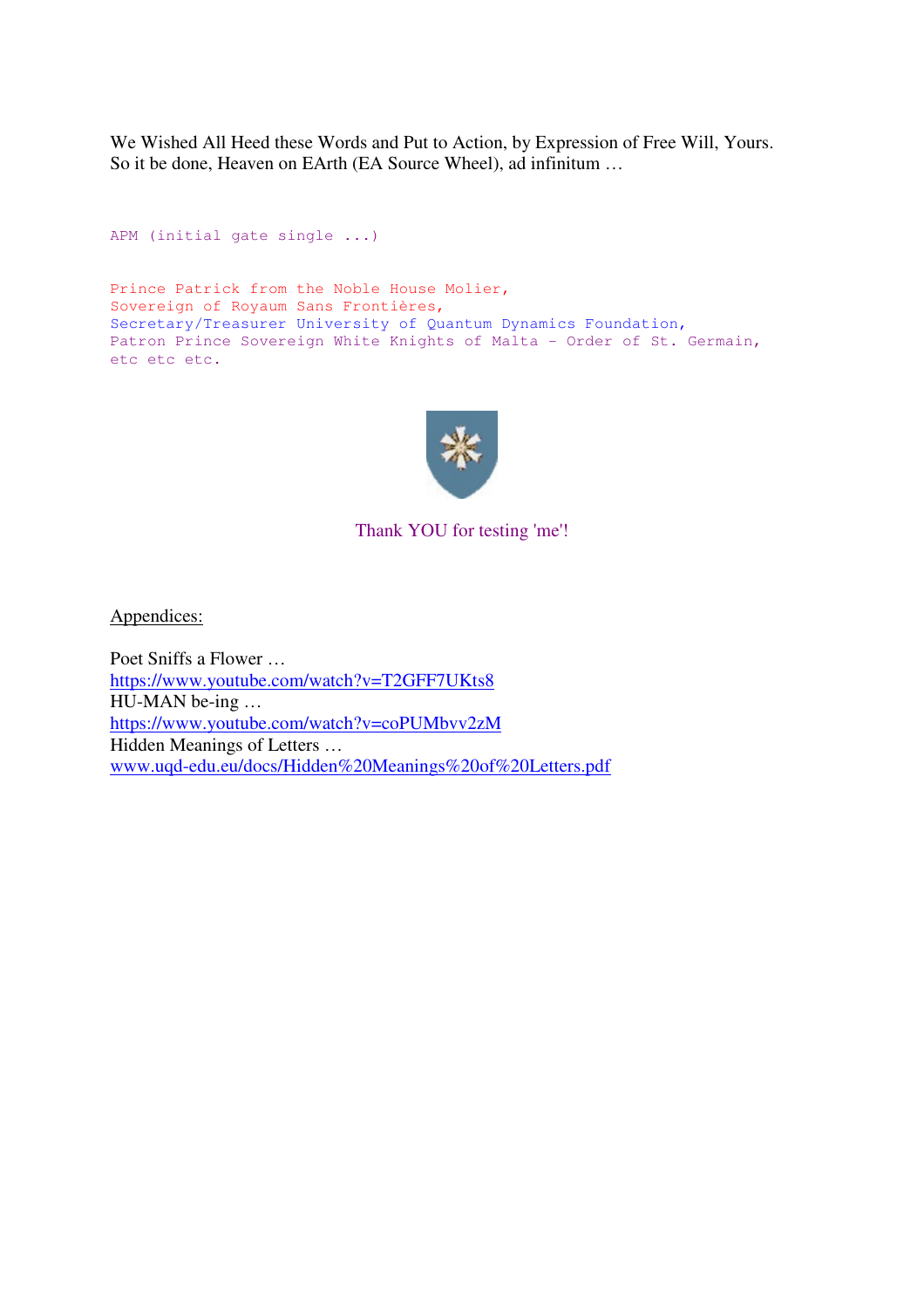We Wished All Heed these Words and Put to Action, by Expression of Free Will, Yours.
So it be done, Heaven on EArth (EA Source Wheel), ad infinitum …

APM (initial gate single ...)

Prince Patrick from the Noble House Molier,
Sovereign of Royaum Sans Frontières,
Secretary/Treasurer University of Quantum Dynamics Foundation,
Patron Prince Sovereign White Knights of Malta - Order of St. Germain,
etc etc etc.

Thank YOU for testing 'me'!

Appendices:

Poet Sniffs a Flower …
https://www.youtube.com/watch?v=T2GFF7UKts8
HU-MAN be-ing …
https://www.youtube.com/watch?v=coPUMbvv2zM
Hidden Meanings of Letters …
www.uqd-edu.eu/docs/Hidden%20Meanings%20of%20Letters.pdf